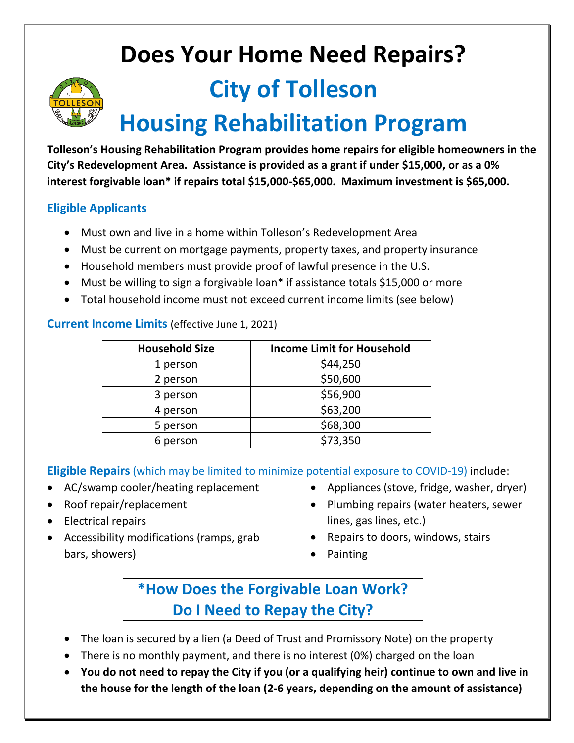# Does Your Home Need Repairs?

## City of Tolleson
## Housing Rehabilitation Program

**Tolleson's Housing Rehabilitation Program provides home repairs for eligible homeowners in the City's Redevelopment Area. Assistance is provided as a grant if under $15,000, or as a 0% interest forgivable loan* if repairs total $15,000-$65,000. Maximum investment is $65,000.**

### Eligible Applicants

- Must own and live in a home within Tolleson's Redevelopment Area
- Must be current on mortgage payments, property taxes, and property insurance
- Household members must provide proof of lawful presence in the U.S.
- Must be willing to sign a forgivable loan* if assistance totals $15,000 or more
- Total household income must not exceed current income limits (see below)

### Current Income Limits (effective June 1, 2021)

| Household Size | Income Limit for Household |
|---|---|
| 1 person | $44,250 |
| 2 person | $50,600 |
| 3 person | $56,900 |
| 4 person | $63,200 |
| 5 person | $68,300 |
| 6 person | $73,350 |

### Eligible Repairs (which may be limited to minimize potential exposure to COVID-19) include:

- AC/swamp cooler/heating replacement
- Roof repair/replacement
- Electrical repairs
- Accessibility modifications (ramps, grab bars, showers)
- Appliances (stove, fridge, washer, dryer)
- Plumbing repairs (water heaters, sewer lines, gas lines, etc.)
- Repairs to doors, windows, stairs
- Painting

### *How Does the Forgivable Loan Work? Do I Need to Repay the City?

- The loan is secured by a lien (a Deed of Trust and Promissory Note) on the property
- There is no monthly payment, and there is no interest (0%) charged on the loan
- **You do not need to repay the City if you (or a qualifying heir) continue to own and live in the house for the length of the loan (2-6 years, depending on the amount of assistance)**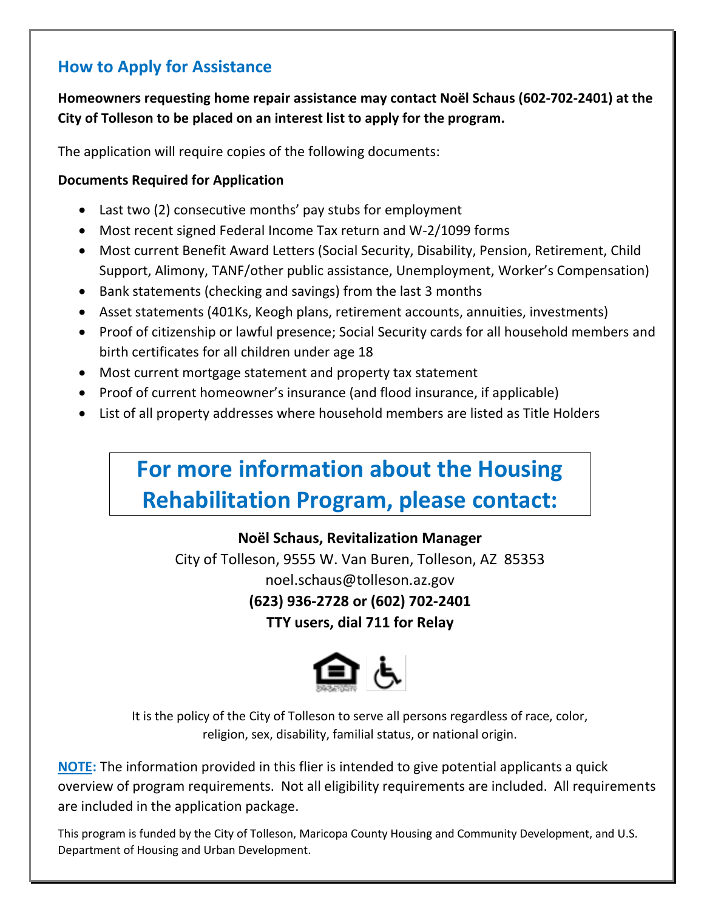## How to Apply for Assistance

**Homeowners requesting home repair assistance may contact Noël Schaus (602-702-2401) at the City of Tolleson to be placed on an interest list to apply for the program.**

The application will require copies of the following documents:

**Documents Required for Application**

- Last two (2) consecutive months' pay stubs for employment
- Most recent signed Federal Income Tax return and W-2/1099 forms
- Most current Benefit Award Letters (Social Security, Disability, Pension, Retirement, Child Support, Alimony, TANF/other public assistance, Unemployment, Worker's Compensation)
- Bank statements (checking and savings) from the last 3 months
- Asset statements (401Ks, Keogh plans, retirement accounts, annuities, investments)
- Proof of citizenship or lawful presence; Social Security cards for all household members and birth certificates for all children under age 18
- Most current mortgage statement and property tax statement
- Proof of current homeowner's insurance (and flood insurance, if applicable)
- List of all property addresses where household members are listed as Title Holders

## For more information about the Housing Rehabilitation Program, please contact:

**Noël Schaus, Revitalization Manager**
City of Tolleson, 9555 W. Van Buren, Tolleson, AZ 85353
noel.schaus@tolleson.az.gov
**(623) 936-2728 or (602) 702-2401**
**TTY users, dial 711 for Relay**

It is the policy of the City of Tolleson to serve all persons regardless of race, color, religion, sex, disability, familial status, or national origin.

**NOTE:** The information provided in this flier is intended to give potential applicants a quick overview of program requirements. Not all eligibility requirements are included. All requirements are included in the application package.

This program is funded by the City of Tolleson, Maricopa County Housing and Community Development, and U.S. Department of Housing and Urban Development.